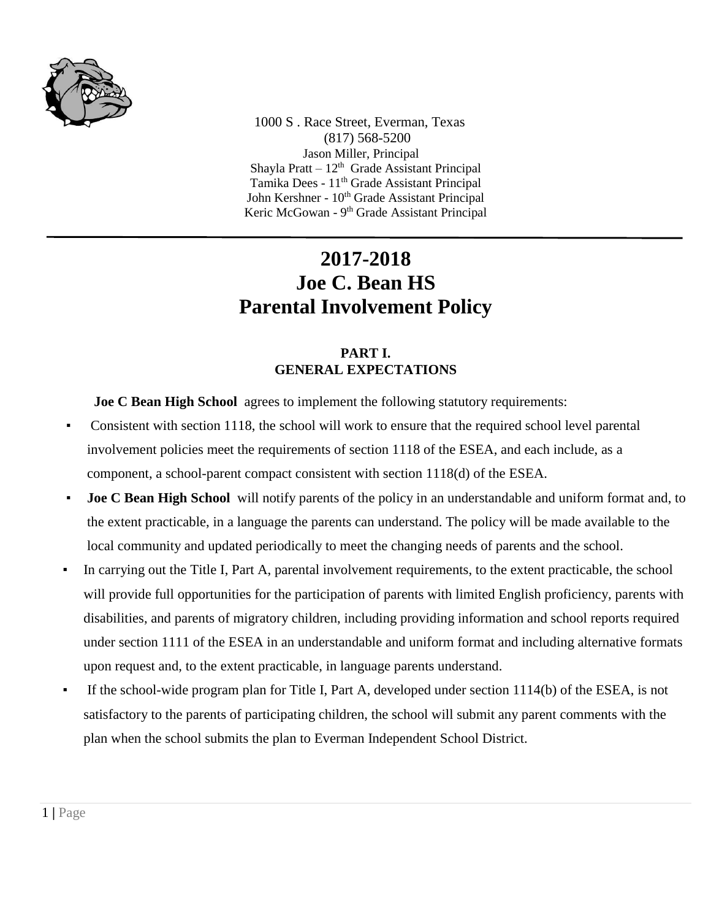1000 S . Race Street, Everman, Texas
(817) 568-5200
Jason Miller, Principal
Shayla Pratt – 12th Grade Assistant Principal
Tamika Dees - 11th Grade Assistant Principal
John Kershner - 10th Grade Assistant Principal
Keric McGowan - 9th Grade Assistant Principal

---

# 2017-2018
# Joe C. Bean HS
# Parental Involvement Policy

## PART I.
## GENERAL EXPECTATIONS

**Joe C Bean High School** agrees to implement the following statutory requirements:

- Consistent with section 1118, the school will work to ensure that the required school level parental involvement policies meet the requirements of section 1118 of the ESEA, and each include, as a component, a school-parent compact consistent with section 1118(d) of the ESEA.
- **Joe C Bean High School** will notify parents of the policy in an understandable and uniform format and, to the extent practicable, in a language the parents can understand. The policy will be made available to the local community and updated periodically to meet the changing needs of parents and the school.
- In carrying out the Title I, Part A, parental involvement requirements, to the extent practicable, the school will provide full opportunities for the participation of parents with limited English proficiency, parents with disabilities, and parents of migratory children, including providing information and school reports required under section 1111 of the ESEA in an understandable and uniform format and including alternative formats upon request and, to the extent practicable, in language parents understand.
- If the school-wide program plan for Title I, Part A, developed under section 1114(b) of the ESEA, is not satisfactory to the parents of participating children, the school will submit any parent comments with the plan when the school submits the plan to Everman Independent School District.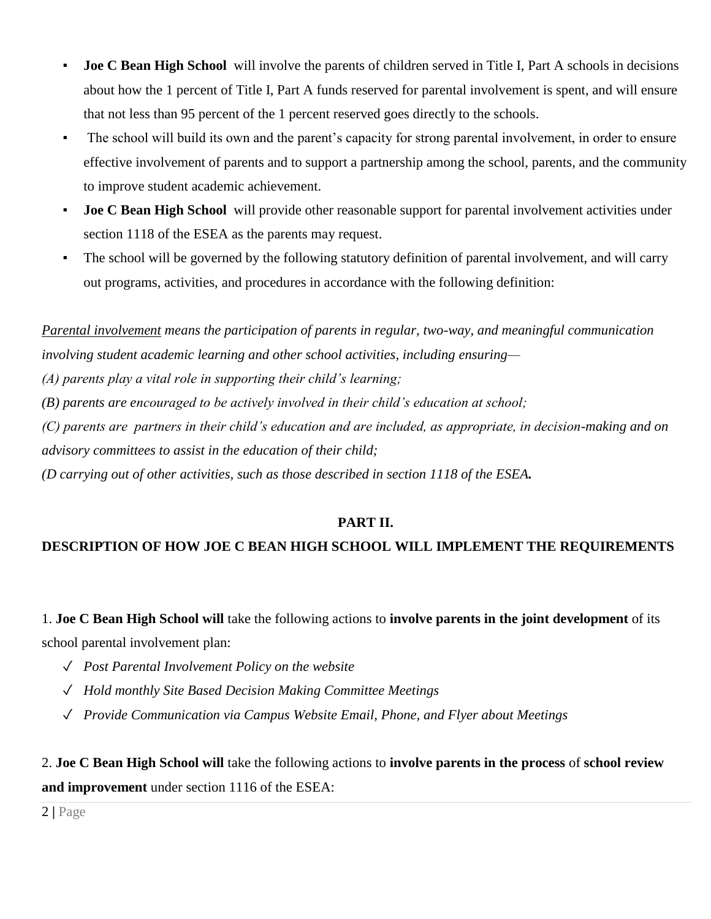- **Joe C Bean High School** will involve the parents of children served in Title I, Part A schools in decisions about how the 1 percent of Title I, Part A funds reserved for parental involvement is spent, and will ensure that not less than 95 percent of the 1 percent reserved goes directly to the schools.
- The school will build its own and the parent's capacity for strong parental involvement, in order to ensure effective involvement of parents and to support a partnership among the school, parents, and the community to improve student academic achievement.
- **Joe C Bean High School** will provide other reasonable support for parental involvement activities under section 1118 of the ESEA as the parents may request.
- The school will be governed by the following statutory definition of parental involvement, and will carry out programs, activities, and procedures in accordance with the following definition:

*<u>Parental involvement</u> means the participation of parents in regular, two-way, and meaningful communication involving student academic learning and other school activities, including ensuring—*

*(A) parents play a vital role in supporting their child's learning;*

*(B) parents are encouraged to be actively involved in their child's education at school;*

*(C) parents are partners in their child's education and are included, as appropriate, in decision-making and on advisory committees to assist in the education of their child;*

*(D carrying out of other activities, such as those described in section 1118 of the ESEA.*

## PART II.

## DESCRIPTION OF HOW JOE C BEAN HIGH SCHOOL WILL IMPLEMENT THE REQUIREMENTS

1. **Joe C Bean High School will** take the following actions to **involve parents in the joint development** of its school parental involvement plan:

- ✓ *Post Parental Involvement Policy on the website*
- ✓ *Hold monthly Site Based Decision Making Committee Meetings*
- ✓ *Provide Communication via Campus Website Email, Phone, and Flyer about Meetings*

2. **Joe C Bean High School will** take the following actions to **involve parents in the process** of **school review and improvement** under section 1116 of the ESEA: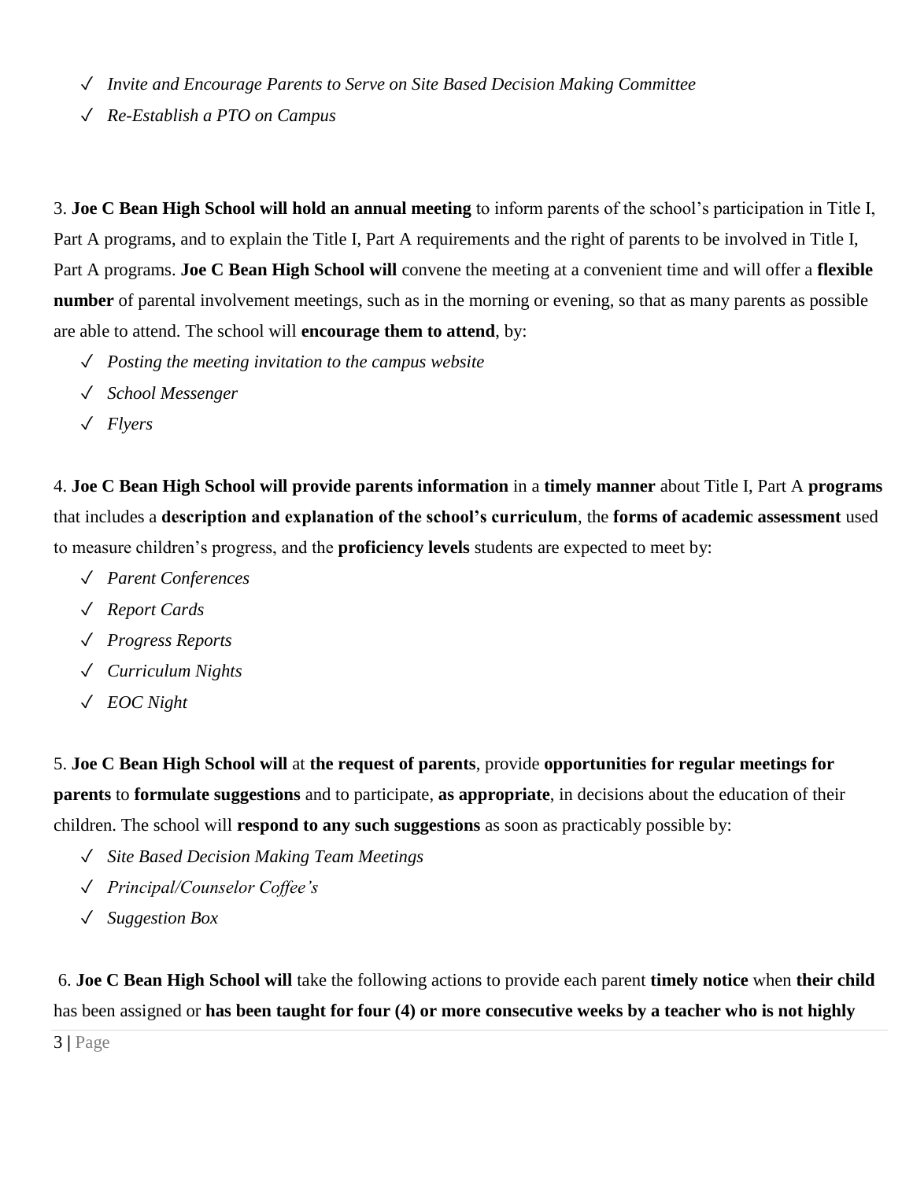- ✓ *Invite and Encourage Parents to Serve on Site Based Decision Making Committee*
- ✓ *Re-Establish a PTO on Campus*

3. **Joe C Bean High School will hold an annual meeting** to inform parents of the school's participation in Title I, Part A programs, and to explain the Title I, Part A requirements and the right of parents to be involved in Title I, Part A programs. **Joe C Bean High School will** convene the meeting at a convenient time and will offer a **flexible number** of parental involvement meetings, such as in the morning or evening, so that as many parents as possible are able to attend. The school will **encourage them to attend**, by:

- ✓ *Posting the meeting invitation to the campus website*
- ✓ *School Messenger*
- ✓ *Flyers*

4. **Joe C Bean High School will provide parents information** in a **timely manner** about Title I, Part A **programs** that includes a **description and explanation of the school's curriculum**, the **forms of academic assessment** used to measure children's progress, and the **proficiency levels** students are expected to meet by:

- ✓ *Parent Conferences*
- ✓ *Report Cards*
- ✓ *Progress Reports*
- ✓ *Curriculum Nights*
- ✓ *EOC Night*

5. **Joe C Bean High School will** at **the request of parents**, provide **opportunities for regular meetings for parents** to **formulate suggestions** and to participate, **as appropriate**, in decisions about the education of their children. The school will **respond to any such suggestions** as soon as practicably possible by:

- ✓ *Site Based Decision Making Team Meetings*
- ✓ *Principal/Counselor Coffee's*
- ✓ *Suggestion Box*

6. **Joe C Bean High School will** take the following actions to provide each parent **timely notice** when **their child** has been assigned or **has been taught for four (4) or more consecutive weeks by a teacher who is not highly**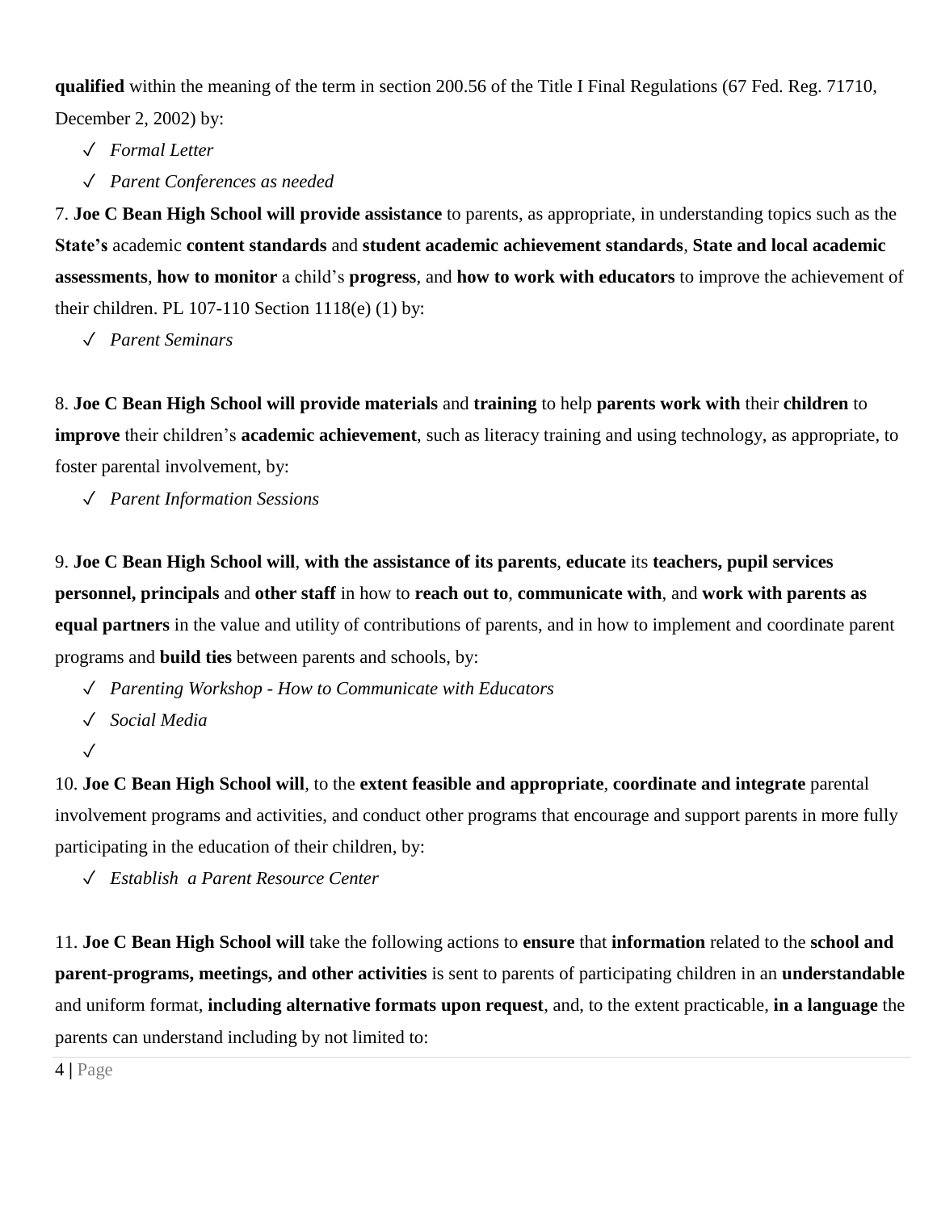**qualified** within the meaning of the term in section 200.56 of the Title I Final Regulations (67 Fed. Reg. 71710, December 2, 2002) by:

- ✓ *Formal Letter*
- ✓ *Parent Conferences as needed*

7. **Joe C Bean High School will provide assistance** to parents, as appropriate, in understanding topics such as the **State's** academic **content standards** and **student academic achievement standards**, **State and local academic assessments**, **how to monitor** a child's **progress**, and **how to work with educators** to improve the achievement of their children. PL 107-110 Section 1118(e) (1) by:

- ✓ *Parent Seminars*

8. **Joe C Bean High School will provide materials** and **training** to help **parents work with** their **children** to **improve** their children's **academic achievement**, such as literacy training and using technology, as appropriate, to foster parental involvement, by:

- ✓ *Parent Information Sessions*

9. **Joe C Bean High School will**, **with the assistance of its parents**, **educate** its **teachers, pupil services personnel, principals** and **other staff** in how to **reach out to**, **communicate with**, and **work with parents as equal partners** in the value and utility of contributions of parents, and in how to implement and coordinate parent programs and **build ties** between parents and schools, by:

- ✓ *Parenting Workshop - How to Communicate with Educators*
- ✓ *Social Media*
- ✓

10. **Joe C Bean High School will**, to the **extent feasible and appropriate**, **coordinate and integrate** parental involvement programs and activities, and conduct other programs that encourage and support parents in more fully participating in the education of their children, by:

- ✓ *Establish a Parent Resource Center*

11. **Joe C Bean High School will** take the following actions to **ensure** that **information** related to the **school and parent-programs, meetings, and other activities** is sent to parents of participating children in an **understandable** and uniform format, **including alternative formats upon request**, and, to the extent practicable, **in a language** the parents can understand including by not limited to: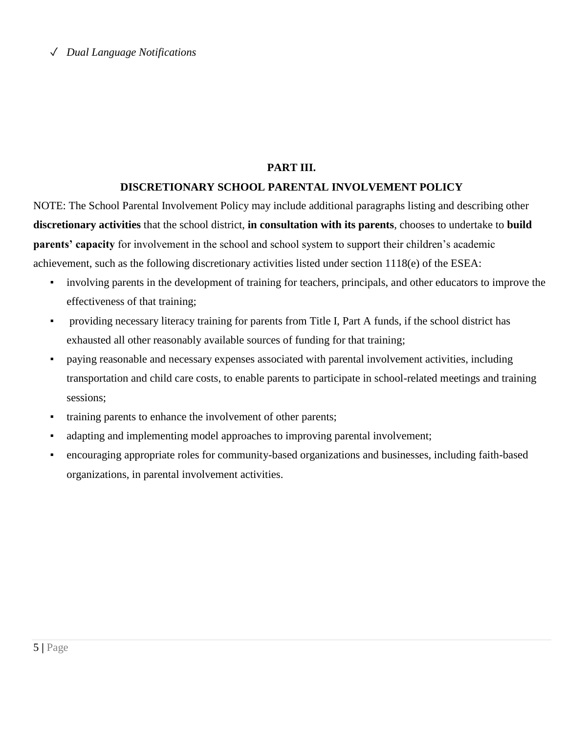- ✓ *Dual Language Notifications*

## PART III.

## DISCRETIONARY SCHOOL PARENTAL INVOLVEMENT POLICY

NOTE: The School Parental Involvement Policy may include additional paragraphs listing and describing other **discretionary activities** that the school district, **in consultation with its parents**, chooses to undertake to **build parents' capacity** for involvement in the school and school system to support their children's academic achievement, such as the following discretionary activities listed under section 1118(e) of the ESEA:

- involving parents in the development of training for teachers, principals, and other educators to improve the effectiveness of that training;
- providing necessary literacy training for parents from Title I, Part A funds, if the school district has exhausted all other reasonably available sources of funding for that training;
- paying reasonable and necessary expenses associated with parental involvement activities, including transportation and child care costs, to enable parents to participate in school-related meetings and training sessions;
- training parents to enhance the involvement of other parents;
- adapting and implementing model approaches to improving parental involvement;
- encouraging appropriate roles for community-based organizations and businesses, including faith-based organizations, in parental involvement activities.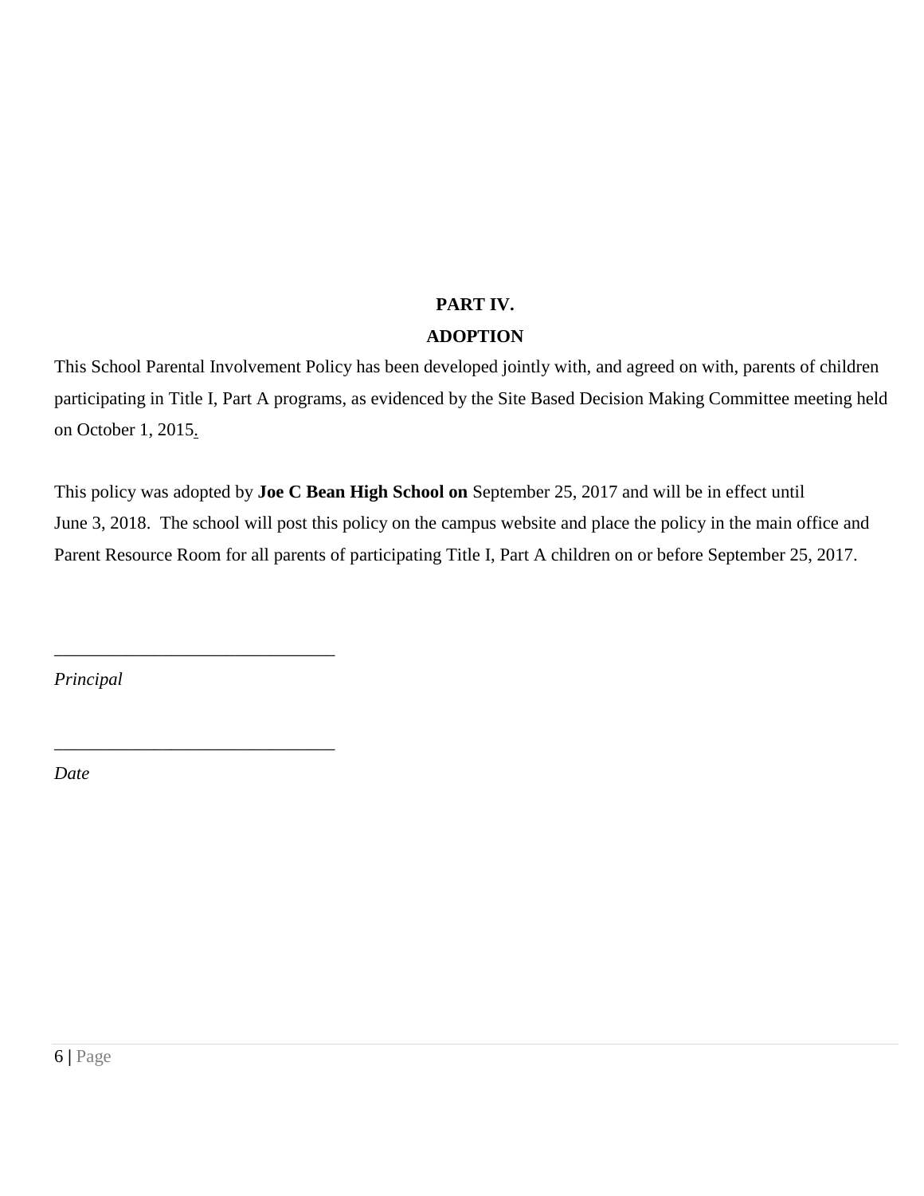## PART IV.

## ADOPTION

This School Parental Involvement Policy has been developed jointly with, and agreed on with, parents of children participating in Title I, Part A programs, as evidenced by the Site Based Decision Making Committee meeting held on October 1, 2015.

This policy was adopted by **Joe C Bean High School on** September 25, 2017 and will be in effect until June 3, 2018. The school will post this policy on the campus website and place the policy in the main office and Parent Resource Room for all parents of participating Title I, Part A children on or before September 25, 2017.

______________________________

*Principal*

______________________________

*Date*